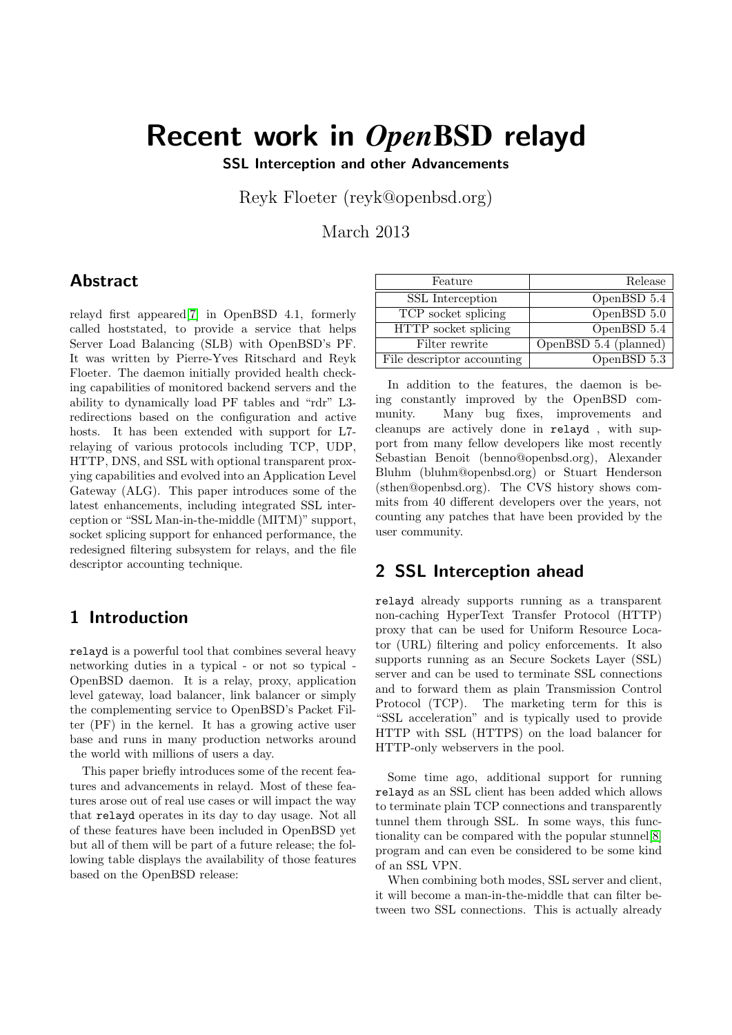# Recent work in *Open*BSD relayd

**SSL Interception and other Advancements**

Reyk Floeter (reyk@openbsd.org)

March 2013

## Abstract

relayd first appeared[7] in OpenBSD 4.1, formerly called hoststated, to provide a service that helps Server Load Balancing (SLB) with OpenBSD's PF. It was written by Pierre-Yves Ritschard and Reyk Floeter. The daemon initially provided health checking capabilities of monitored backend servers and the ability to dynamically load PF tables and "rdr" L3-redirections based on the configuration and active hosts. It has been extended with support for L7-relaying of various protocols including TCP, UDP, HTTP, DNS, and SSL with optional transparent proxying capabilities and evolved into an Application Level Gateway (ALG). This paper introduces some of the latest enhancements, including integrated SSL interception or "SSL Man-in-the-middle (MITM)" support, socket splicing support for enhanced performance, the redesigned filtering subsystem for relays, and the file descriptor accounting technique.

## 1 Introduction

relayd is a powerful tool that combines several heavy networking duties in a typical - or not so typical - OpenBSD daemon. It is a relay, proxy, application level gateway, load balancer, link balancer or simply the complementing service to OpenBSD's Packet Filter (PF) in the kernel. It has a growing active user base and runs in many production networks around the world with millions of users a day.

This paper briefly introduces some of the recent features and advancements in relayd. Most of these features arose out of real use cases or will impact the way that relayd operates in its day to day usage. Not all of these features have been included in OpenBSD yet but all of them will be part of a future release; the following table displays the availability of those features based on the OpenBSD release:

| Feature | Release |
|---|---|
| SSL Interception | OpenBSD 5.4 |
| TCP socket splicing | OpenBSD 5.0 |
| HTTP socket splicing | OpenBSD 5.4 |
| Filter rewrite | OpenBSD 5.4 (planned) |
| File descriptor accounting | OpenBSD 5.3 |

In addition to the features, the daemon is being constantly improved by the OpenBSD community. Many bug fixes, improvements and cleanups are actively done in relayd , with support from many fellow developers like most recently Sebastian Benoit (benno@openbsd.org), Alexander Bluhm (bluhm@openbsd.org) or Stuart Henderson (sthen@openbsd.org). The CVS history shows commits from 40 different developers over the years, not counting any patches that have been provided by the user community.

## 2 SSL Interception ahead

relayd already supports running as a transparent non-caching HyperText Transfer Protocol (HTTP) proxy that can be used for Uniform Resource Locator (URL) filtering and policy enforcements. It also supports running as an Secure Sockets Layer (SSL) server and can be used to terminate SSL connections and to forward them as plain Transmission Control Protocol (TCP). The marketing term for this is "SSL acceleration" and is typically used to provide HTTP with SSL (HTTPS) on the load balancer for HTTP-only webservers in the pool.

Some time ago, additional support for running relayd as an SSL client has been added which allows to terminate plain TCP connections and transparently tunnel them through SSL. In some ways, this functionality can be compared with the popular stunnel[8] program and can even be considered to be some kind of an SSL VPN.

When combining both modes, SSL server and client, it will become a man-in-the-middle that can filter between two SSL connections. This is actually already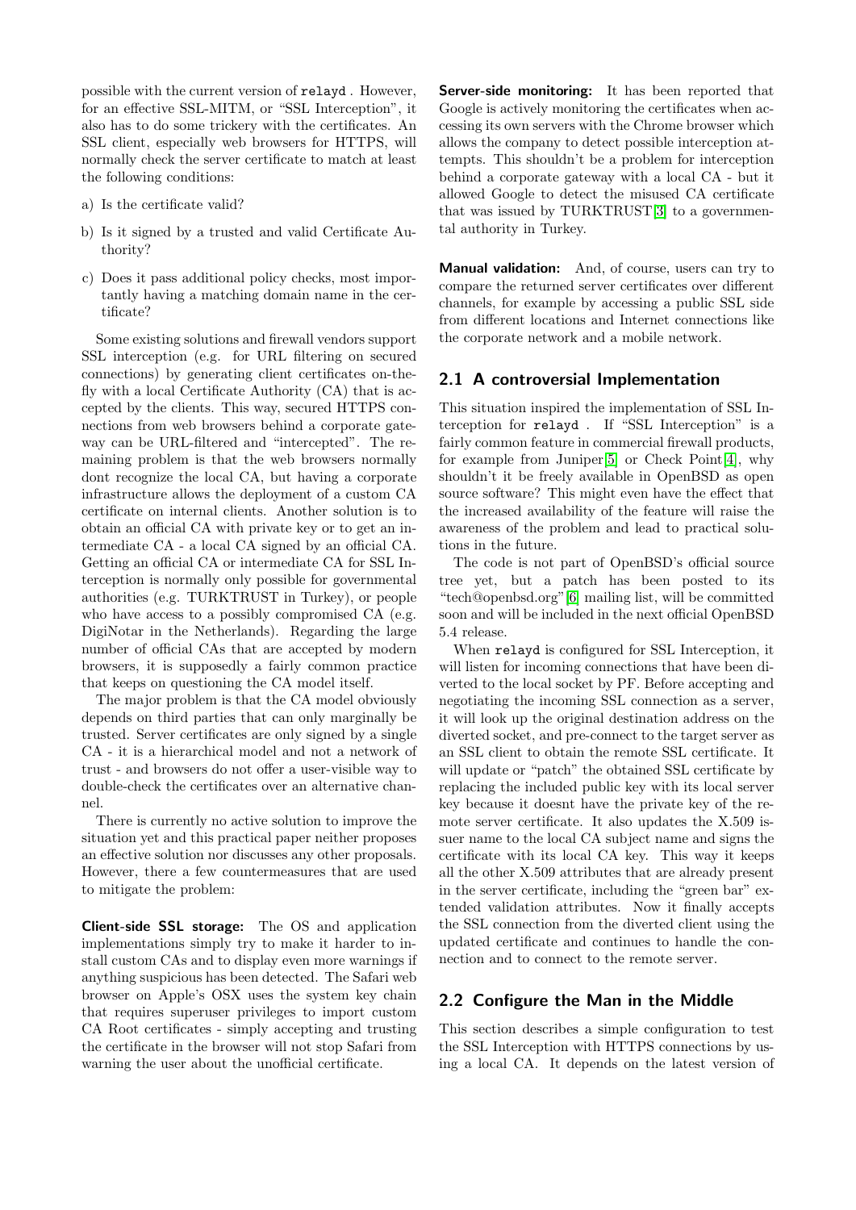possible with the current version of `relayd` . However, for an effective SSL-MITM, or "SSL Interception", it also has to do some trickery with the certificates. An SSL client, especially web browsers for HTTPS, will normally check the server certificate to match at least the following conditions:

a) Is the certificate valid?

b) Is it signed by a trusted and valid Certificate Authority?

c) Does it pass additional policy checks, most importantly having a matching domain name in the certificate?

Some existing solutions and firewall vendors support SSL interception (e.g. for URL filtering on secured connections) by generating client certificates on-the-fly with a local Certificate Authority (CA) that is accepted by the clients. This way, secured HTTPS connections from web browsers behind a corporate gateway can be URL-filtered and "intercepted". The remaining problem is that the web browsers normally dont recognize the local CA, but having a corporate infrastructure allows the deployment of a custom CA certificate on internal clients. Another solution is to obtain an official CA with private key or to get an intermediate CA - a local CA signed by an official CA. Getting an official CA or intermediate CA for SSL Interception is normally only possible for governmental authorities (e.g. TURKTRUST in Turkey), or people who have access to a possibly compromised CA (e.g. DigiNotar in the Netherlands). Regarding the large number of official CAs that are accepted by modern browsers, it is supposedly a fairly common practice that keeps on questioning the CA model itself.

The major problem is that the CA model obviously depends on third parties that can only marginally be trusted. Server certificates are only signed by a single CA - it is a hierarchical model and not a network of trust - and browsers do not offer a user-visible way to double-check the certificates over an alternative channel.

There is currently no active solution to improve the situation yet and this practical paper neither proposes an effective solution nor discusses any other proposals. However, there a few countermeasures that are used to mitigate the problem:

**Client-side SSL storage:** The OS and application implementations simply try to make it harder to install custom CAs and to display even more warnings if anything suspicious has been detected. The Safari web browser on Apple's OSX uses the system key chain that requires superuser privileges to import custom CA Root certificates - simply accepting and trusting the certificate in the browser will not stop Safari from warning the user about the unofficial certificate.

**Server-side monitoring:** It has been reported that Google is actively monitoring the certificates when accessing its own servers with the Chrome browser which allows the company to detect possible interception attempts. This shouldn't be a problem for interception behind a corporate gateway with a local CA - but it allowed Google to detect the misused CA certificate that was issued by TURKTRUST[3] to a governmental authority in Turkey.

**Manual validation:** And, of course, users can try to compare the returned server certificates over different channels, for example by accessing a public SSL side from different locations and Internet connections like the corporate network and a mobile network.

## 2.1 A controversial Implementation

This situation inspired the implementation of SSL Interception for `relayd` . If "SSL Interception" is a fairly common feature in commercial firewall products, for example from Juniper[5] or Check Point[4], why shouldn't it be freely available in OpenBSD as open source software? This might even have the effect that the increased availability of the feature will raise the awareness of the problem and lead to practical solutions in the future.

The code is not part of OpenBSD's official source tree yet, but a patch has been posted to its "tech@openbsd.org"[6] mailing list, will be committed soon and will be included in the next official OpenBSD 5.4 release.

When `relayd` is configured for SSL Interception, it will listen for incoming connections that have been diverted to the local socket by PF. Before accepting and negotiating the incoming SSL connection as a server, it will look up the original destination address on the diverted socket, and pre-connect to the target server as an SSL client to obtain the remote SSL certificate. It will update or "patch" the obtained SSL certificate by replacing the included public key with its local server key because it doesnt have the private key of the remote server certificate. It also updates the X.509 issuer name to the local CA subject name and signs the certificate with its local CA key. This way it keeps all the other X.509 attributes that are already present in the server certificate, including the "green bar" extended validation attributes. Now it finally accepts the SSL connection from the diverted client using the updated certificate and continues to handle the connection and to connect to the remote server.

## 2.2 Configure the Man in the Middle

This section describes a simple configuration to test the SSL Interception with HTTPS connections by using a local CA. It depends on the latest version of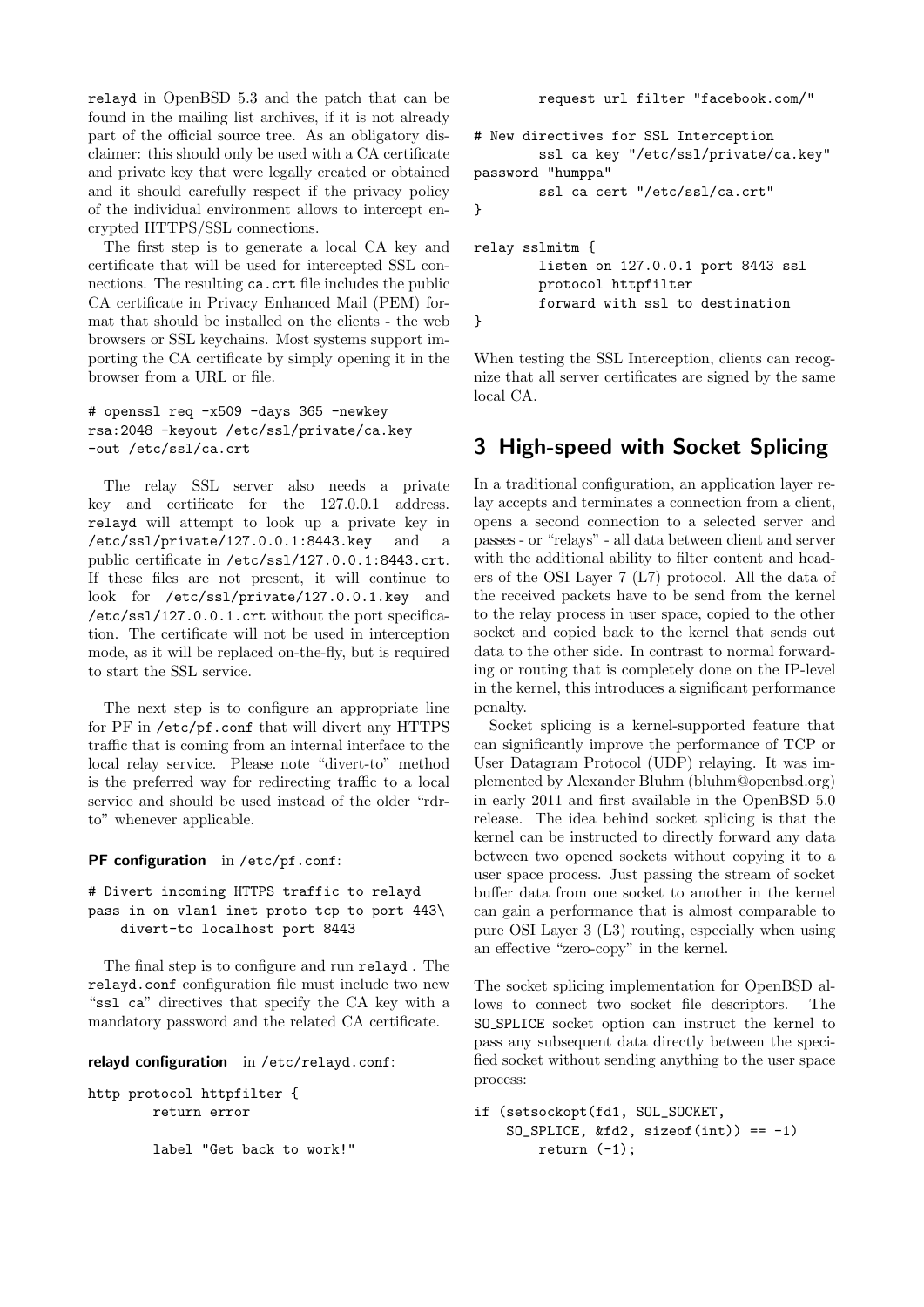relayd in OpenBSD 5.3 and the patch that can be found in the mailing list archives, if it is not already part of the official source tree. As an obligatory disclaimer: this should only be used with a CA certificate and private key that were legally created or obtained and it should carefully respect if the privacy policy of the individual environment allows to intercept encrypted HTTPS/SSL connections.

The first step is to generate a local CA key and certificate that will be used for intercepted SSL connections. The resulting `ca.crt` file includes the public CA certificate in Privacy Enhanced Mail (PEM) format that should be installed on the clients - the web browsers or SSL keychains. Most systems support importing the CA certificate by simply opening it in the browser from a URL or file.

```
# openssl req -x509 -days 365 -newkey
rsa:2048 -keyout /etc/ssl/private/ca.key
-out /etc/ssl/ca.crt
```

The relay SSL server also needs a private key and certificate for the 127.0.0.1 address. relayd will attempt to look up a private key in `/etc/ssl/private/127.0.0.1:8443.key` and a public certificate in `/etc/ssl/127.0.0.1:8443.crt`. If these files are not present, it will continue to look for `/etc/ssl/private/127.0.0.1.key` and `/etc/ssl/127.0.0.1.crt` without the port specification. The certificate will not be used in interception mode, as it will be replaced on-the-fly, but is required to start the SSL service.

The next step is to configure an appropriate line for PF in `/etc/pf.conf` that will divert any HTTPS traffic that is coming from an internal interface to the local relay service. Please note "divert-to" method is the preferred way for redirecting traffic to a local service and should be used instead of the older "rdr-to" whenever applicable.

**PF configuration** in `/etc/pf.conf`:

```
# Divert incoming HTTPS traffic to relayd
pass in on vlan1 inet proto tcp to port 443\
    divert-to localhost port 8443
```

The final step is to configure and run relayd . The `relayd.conf` configuration file must include two new "ssl ca" directives that specify the CA key with a mandatory password and the related CA certificate.

**relayd configuration** in `/etc/relayd.conf`:

```
http protocol httpfilter {
        return error

        label "Get back to work!"
        request url filter "facebook.com/"

# New directives for SSL Interception
        ssl ca key "/etc/ssl/private/ca.key"
password "humppa"
        ssl ca cert "/etc/ssl/ca.crt"
}

relay sslmitm {
        listen on 127.0.0.1 port 8443 ssl
        protocol httpfilter
        forward with ssl to destination
}
```

When testing the SSL Interception, clients can recognize that all server certificates are signed by the same local CA.

## 3 High-speed with Socket Splicing

In a traditional configuration, an application layer relay accepts and terminates a connection from a client, opens a second connection to a selected server and passes - or "relays" - all data between client and server with the additional ability to filter content and headers of the OSI Layer 7 (L7) protocol. All the data of the received packets have to be send from the kernel to the relay process in user space, copied to the other socket and copied back to the kernel that sends out data to the other side. In contrast to normal forwarding or routing that is completely done on the IP-level in the kernel, this introduces a significant performance penalty.

Socket splicing is a kernel-supported feature that can significantly improve the performance of TCP or User Datagram Protocol (UDP) relaying. It was implemented by Alexander Bluhm (bluhm@openbsd.org) in early 2011 and first available in the OpenBSD 5.0 release. The idea behind socket splicing is that the kernel can be instructed to directly forward any data between two opened sockets without copying it to a user space process. Just passing the stream of socket buffer data from one socket to another in the kernel can gain a performance that is almost comparable to pure OSI Layer 3 (L3) routing, especially when using an effective "zero-copy" in the kernel.

The socket splicing implementation for OpenBSD allows to connect two socket file descriptors. The SO_SPLICE socket option can instruct the kernel to pass any subsequent data directly between the specified socket without sending anything to the user space process:

```
if (setsockopt(fd1, SOL_SOCKET,
    SO_SPLICE, &fd2, sizeof(int)) == -1)
        return (-1);
```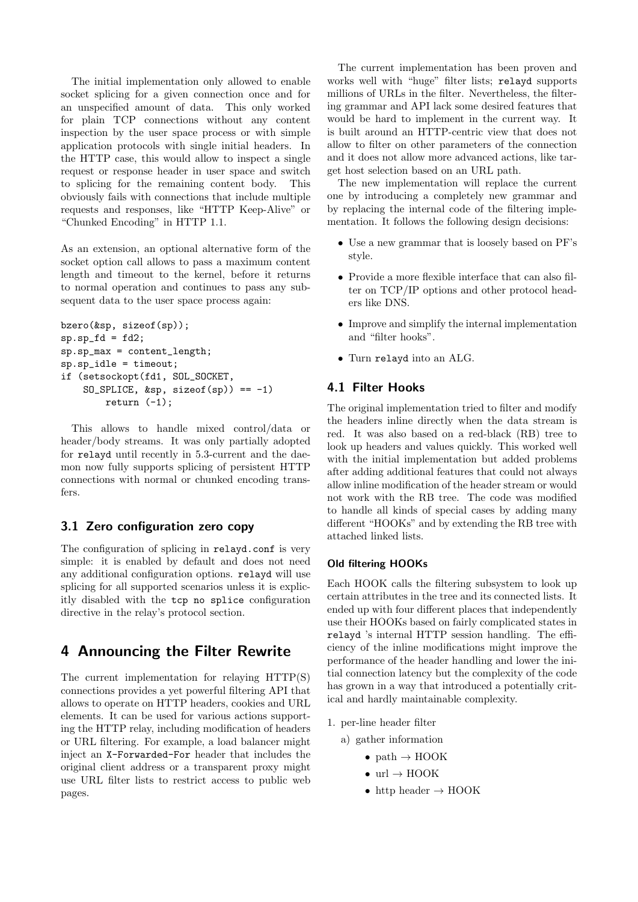The initial implementation only allowed to enable socket splicing for a given connection once and for an unspecified amount of data. This only worked for plain TCP connections without any content inspection by the user space process or with simple application protocols with single initial headers. In the HTTP case, this would allow to inspect a single request or response header in user space and switch to splicing for the remaining content body. This obviously fails with connections that include multiple requests and responses, like "HTTP Keep-Alive" or "Chunked Encoding" in HTTP 1.1.

As an extension, an optional alternative form of the socket option call allows to pass a maximum content length and timeout to the kernel, before it returns to normal operation and continues to pass any subsequent data to the user space process again:

```
bzero(&sp, sizeof(sp));
sp.sp_fd = fd2;
sp.sp_max = content_length;
sp.sp_idle = timeout;
if (setsockopt(fd1, SOL_SOCKET,
    SO_SPLICE, &sp, sizeof(sp)) == -1)
        return (-1);
```

This allows to handle mixed control/data or header/body streams. It was only partially adopted for `relayd` until recently in 5.3-current and the daemon now fully supports splicing of persistent HTTP connections with normal or chunked encoding transfers.

## 3.1 Zero configuration zero copy

The configuration of splicing in `relayd.conf` is very simple: it is enabled by default and does not need any additional configuration options. `relayd` will use splicing for all supported scenarios unless it is explicitly disabled with the `tcp no splice` configuration directive in the relay's protocol section.

# 4 Announcing the Filter Rewrite

The current implementation for relaying HTTP(S) connections provides a yet powerful filtering API that allows to operate on HTTP headers, cookies and URL elements. It can be used for various actions supporting the HTTP relay, including modification of headers or URL filtering. For example, a load balancer might inject an `X-Forwarded-For` header that includes the original client address or a transparent proxy might use URL filter lists to restrict access to public web pages.

The current implementation has been proven and works well with "huge" filter lists; `relayd` supports millions of URLs in the filter. Nevertheless, the filtering grammar and API lack some desired features that would be hard to implement in the current way. It is built around an HTTP-centric view that does not allow to filter on other parameters of the connection and it does not allow more advanced actions, like target host selection based on an URL path.

The new implementation will replace the current one by introducing a completely new grammar and by replacing the internal code of the filtering implementation. It follows the following design decisions:

- Use a new grammar that is loosely based on PF's style.
- Provide a more flexible interface that can also filter on TCP/IP options and other protocol headers like DNS.
- Improve and simplify the internal implementation and "filter hooks".
- Turn `relayd` into an ALG.

## 4.1 Filter Hooks

The original implementation tried to filter and modify the headers inline directly when the data stream is red. It was also based on a red-black (RB) tree to look up headers and values quickly. This worked well with the initial implementation but added problems after adding additional features that could not always allow inline modification of the header stream or would not work with the RB tree. The code was modified to handle all kinds of special cases by adding many different "HOOKs" and by extending the RB tree with attached linked lists.

#### Old filtering HOOKs

Each HOOK calls the filtering subsystem to look up certain attributes in the tree and its connected lists. It ended up with four different places that independently use their HOOKs based on fairly complicated states in `relayd` 's internal HTTP session handling. The efficiency of the inline modifications might improve the performance of the header handling and lower the initial connection latency but the complexity of the code has grown in a way that introduced a potentially critical and hardly maintainable complexity.

1. per-line header filter
   a) gather information
      - path → HOOK
      - url → HOOK
      - http header → HOOK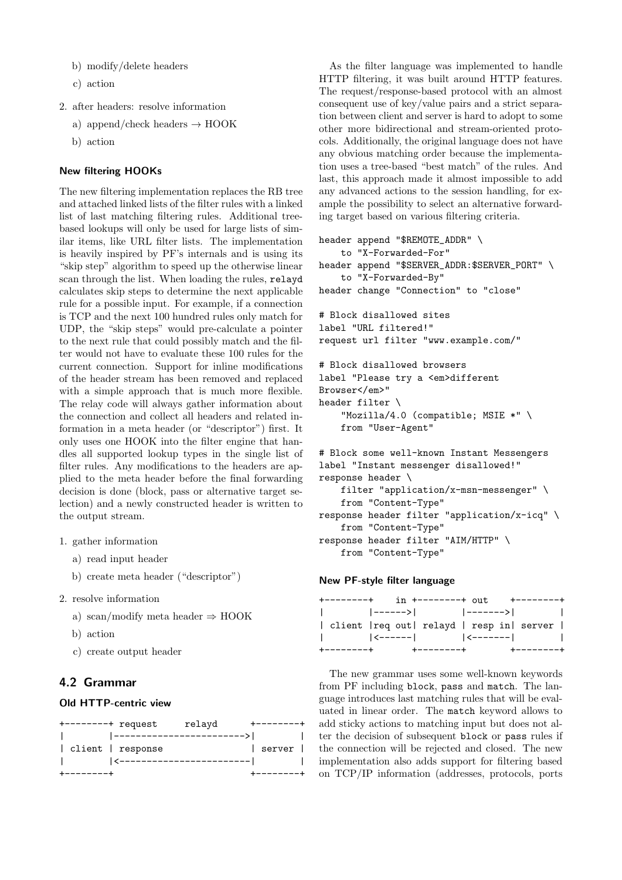b) modify/delete headers

c) action

2. after headers: resolve information

   a) append/check headers → HOOK

   b) action

#### New filtering HOOKs

The new filtering implementation replaces the RB tree and attached linked lists of the filter rules with a linked list of last matching filtering rules. Additional tree-based lookups will only be used for large lists of similar items, like URL filter lists. The implementation is heavily inspired by PF's internals and is using its "skip step" algorithm to speed up the otherwise linear scan through the list. When loading the rules, `relayd` calculates skip steps to determine the next applicable rule for a possible input. For example, if a connection is TCP and the next 100 hundred rules only match for UDP, the "skip steps" would pre-calculate a pointer to the next rule that could possibly match and the filter would not have to evaluate these 100 rules for the current connection. Support for inline modifications of the header stream has been removed and replaced with a simple approach that is much more flexible. The relay code will always gather information about the connection and collect all headers and related information in a meta header (or "descriptor") first. It only uses one HOOK into the filter engine that handles all supported lookup types in the single list of filter rules. Any modifications to the headers are applied to the meta header before the final forwarding decision is done (block, pass or alternative target selection) and a newly constructed header is written to the output stream.

1. gather information

   a) read input header

   b) create meta header ("descriptor")

2. resolve information

   a) scan/modify meta header ⇒ HOOK

   b) action

   c) create output header

### 4.2 Grammar

#### Old HTTP-centric view

```
+--------+ request     relayd      +--------+
|        |------------------------>|        |
| client | response                | server |
|        |<------------------------|        |
+--------+                         +--------+
```

As the filter language was implemented to handle HTTP filtering, it was built around HTTP features. The request/response-based protocol with an almost consequent use of key/value pairs and a strict separation between client and server is hard to adopt to some other more bidirectional and stream-oriented protocols. Additionally, the original language does not have any obvious matching order because the implementation uses a tree-based "best match" of the rules. And last, this approach made it almost impossible to add any advanced actions to the session handling, for example the possibility to select an alternative forwarding target based on various filtering criteria.

```
header append "$REMOTE_ADDR" \
    to "X-Forwarded-For"
header append "$SERVER_ADDR:$SERVER_PORT" \
    to "X-Forwarded-By"
header change "Connection" to "close"

# Block disallowed sites
label "URL filtered!"
request url filter "www.example.com/"

# Block disallowed browsers
label "Please try a <em>different
Browser</em>"
header filter \
    "Mozilla/4.0 (compatible; MSIE *" \
    from "User-Agent"

# Block some well-known Instant Messengers
label "Instant messenger disallowed!"
response header \
    filter "application/x-msn-messenger" \
    from "Content-Type"
response header filter "application/x-icq" \
    from "Content-Type"
response header filter "AIM/HTTP" \
    from "Content-Type"
```

#### New PF-style filter language

```
+--------+    in +--------+ out    +--------+
|        |------>|        |------->|        |
| client |req out| relayd | resp in| server |
|        |<------|        |<-------|        |
+--------+       +--------+        +--------+
```

The new grammar uses some well-known keywords from PF including `block`, `pass` and `match`. The language introduces last matching rules that will be evaluated in linear order. The `match` keyword allows to add sticky actions to matching input but does not alter the decision of subsequent `block` or `pass` rules if the connection will be rejected and closed. The new implementation also adds support for filtering based on TCP/IP information (addresses, protocols, ports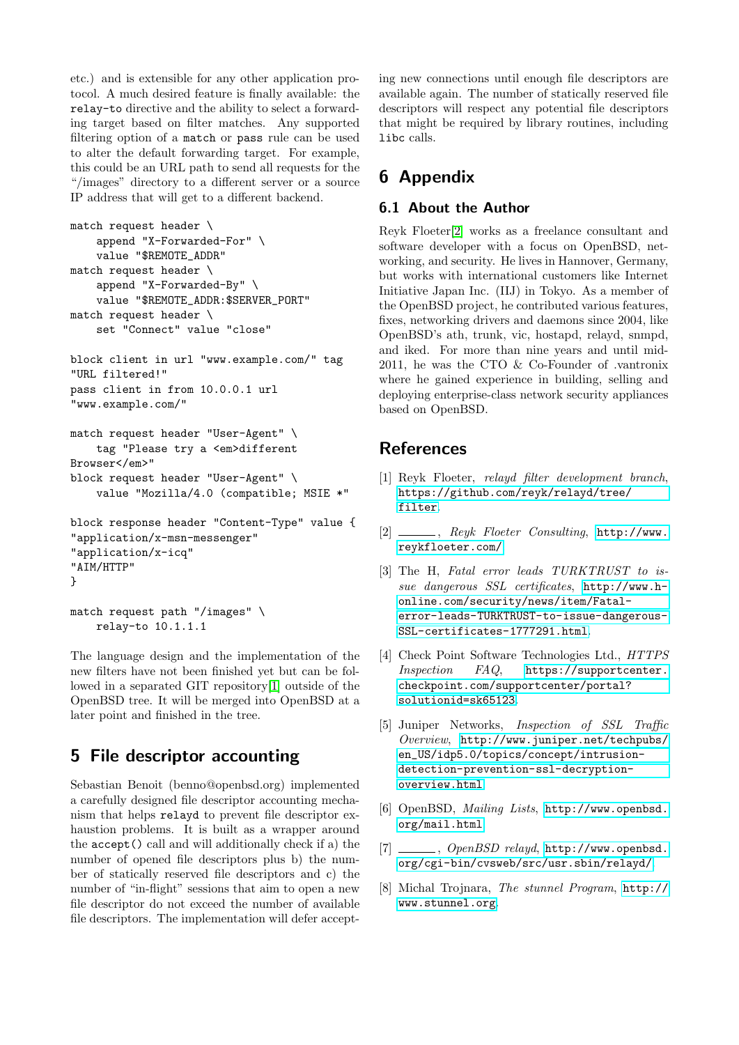etc.) and is extensible for any other application protocol. A much desired feature is finally available: the `relay-to` directive and the ability to select a forwarding target based on filter matches. Any supported filtering option of a `match` or `pass` rule can be used to alter the default forwarding target. For example, this could be an URL path to send all requests for the "/images" directory to a different server or a source IP address that will get to a different backend.

```
match request header \
    append "X-Forwarded-For" \
    value "$REMOTE_ADDR"
match request header \
    append "X-Forwarded-By" \
    value "$REMOTE_ADDR:$SERVER_PORT"
match request header \
    set "Connect" value "close"

block client in url "www.example.com/" tag
"URL filtered!"
pass client in from 10.0.0.1 url
"www.example.com/"

match request header "User-Agent" \
    tag "Please try a <em>different
Browser</em>"
block request header "User-Agent" \
    value "Mozilla/4.0 (compatible; MSIE *"

block response header "Content-Type" value {
"application/x-msn-messenger"
"application/x-icq"
"AIM/HTTP"
}

match request path "/images" \
    relay-to 10.1.1.1
```

The language design and the implementation of the new filters have not been finished yet but can be followed in a separated GIT repository[1] outside of the OpenBSD tree. It will be merged into OpenBSD at a later point and finished in the tree.

## 5 File descriptor accounting

Sebastian Benoit (benno@openbsd.org) implemented a carefully designed file descriptor accounting mechanism that helps `relayd` to prevent file descriptor exhaustion problems. It is built as a wrapper around the `accept()` call and will additionally check if a) the number of opened file descriptors plus b) the number of statically reserved file descriptors and c) the number of "in-flight" sessions that aim to open a new file descriptor do not exceed the number of available file descriptors. The implementation will defer accepting new connections until enough file descriptors are available again. The number of statically reserved file descriptors will respect any potential file descriptors that might be required by library routines, including `libc` calls.

## 6 Appendix

### 6.1 About the Author

Reyk Floeter[2] works as a freelance consultant and software developer with a focus on OpenBSD, networking, and security. He lives in Hannover, Germany, but works with international customers like Internet Initiative Japan Inc. (IIJ) in Tokyo. As a member of the OpenBSD project, he contributed various features, fixes, networking drivers and daemons since 2004, like OpenBSD's ath, trunk, vic, hostapd, relayd, snmpd, and iked. For more than nine years and until mid-2011, he was the CTO & Co-Founder of .vantronix where he gained experience in building, selling and deploying enterprise-class network security appliances based on OpenBSD.

## References

[1] Reyk Floeter, *relayd filter development branch*, https://github.com/reyk/relayd/tree/filter.

[2] ———, *Reyk Floeter Consulting*, http://www.reykfloeter.com/.

[3] The H, *Fatal error leads TURKTRUST to issue dangerous SSL certificates*, http://www.h-online.com/security/news/item/Fatal-error-leads-TURKTRUST-to-issue-dangerous-SSL-certificates-1777291.html.

[4] Check Point Software Technologies Ltd., *HTTPS Inspection FAQ*, https://supportcenter.checkpoint.com/supportcenter/portal?solutionid=sk65123.

[5] Juniper Networks, *Inspection of SSL Traffic Overview*, http://www.juniper.net/techpubs/en_US/idp5.0/topics/concept/intrusion-detection-prevention-ssl-decryption-overview.html.

[6] OpenBSD, *Mailing Lists*, http://www.openbsd.org/mail.html.

[7] ———, *OpenBSD relayd*, http://www.openbsd.org/cgi-bin/cvsweb/src/usr.sbin/relayd/.

[8] Michal Trojnara, *The stunnel Program*, http://www.stunnel.org.